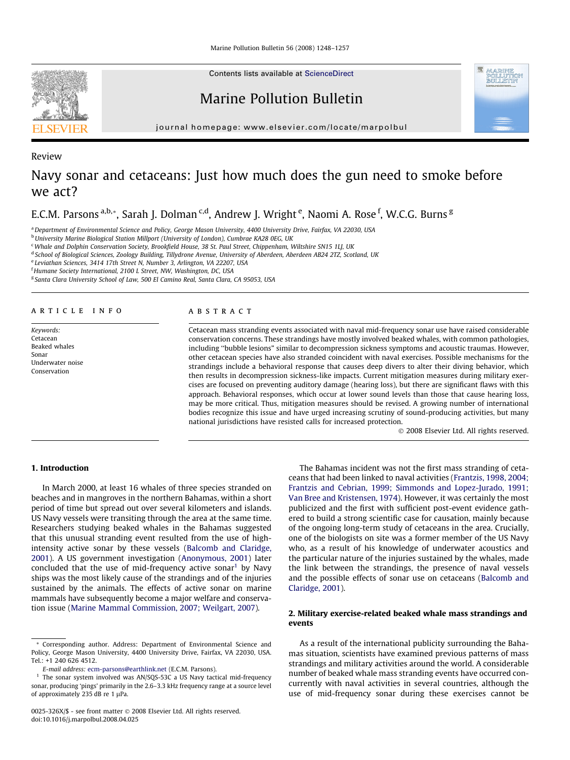Review

# Navy sonar and cetaceans: Just how much does the gun need to smoke before we act?

E.C.M. Parsons [a,b,*], Sarah J. Dolman [c,d], Andrew J. Wright [e], Naomi A. Rose [f], W.C.G. Burns [g]

[a] Department of Environmental Science and Policy, George Mason University, 4400 University Drive, Fairfax, VA 22030, USA
[b] University Marine Biological Station Millport (University of London), Cumbrae KA28 0EG, UK
[c] Whale and Dolphin Conservation Society, Brookfield House, 38 St. Paul Street, Chippenham, Wiltshire SN15 1LJ, UK
[d] School of Biological Sciences, Zoology Building, Tillydrone Avenue, University of Aberdeen, Aberdeen AB24 2TZ, Scotland, UK
[e] Leviathan Sciences, 3414 17th Street N, Number 3, Arlington, VA 22207, USA
[f] Humane Society International, 2100 L Street, NW, Washington, DC, USA
[g] Santa Clara University School of Law, 500 El Camino Real, Santa Clara, CA 95053, USA

## ARTICLE INFO

*Keywords:*
Cetacean
Beaked whales
Sonar
Underwater noise
Conservation

## ABSTRACT

Cetacean mass stranding events associated with naval mid-frequency sonar use have raised considerable conservation concerns. These strandings have mostly involved beaked whales, with common pathologies, including "bubble lesions" similar to decompression sickness symptoms and acoustic traumas. However, other cetacean species have also stranded coincident with naval exercises. Possible mechanisms for the strandings include a behavioral response that causes deep divers to alter their diving behavior, which then results in decompression sickness-like impacts. Current mitigation measures during military exercises are focused on preventing auditory damage (hearing loss), but there are significant flaws with this approach. Behavioral responses, which occur at lower sound levels than those that cause hearing loss, may be more critical. Thus, mitigation measures should be revised. A growing number of international bodies recognize this issue and have urged increasing scrutiny of sound-producing activities, but many national jurisdictions have resisted calls for increased protection.

© 2008 Elsevier Ltd. All rights reserved.

## 1. Introduction

In March 2000, at least 16 whales of three species stranded on beaches and in mangroves in the northern Bahamas, within a short period of time but spread out over several kilometers and islands. US Navy vessels were transiting through the area at the same time. Researchers studying beaked whales in the Bahamas suggested that this unusual stranding event resulted from the use of high-intensity active sonar by these vessels (Balcomb and Claridge, 2001). A US government investigation (Anonymous, 2001) later concluded that the use of mid-frequency active sonar[1] by Navy ships was the most likely cause of the strandings and of the injuries sustained by the animals. The effects of active sonar on marine mammals have subsequently become a major welfare and conservation issue (Marine Mammal Commission, 2007; Weilgart, 2007).

The Bahamas incident was not the first mass stranding of cetaceans that had been linked to naval activities (Frantzis, 1998, 2004; Frantzis and Cebrian, 1999; Simmonds and Lopez-Jurado, 1991; Van Bree and Kristensen, 1974). However, it was certainly the most publicized and the first with sufficient post-event evidence gathered to build a strong scientific case for causation, mainly because of the ongoing long-term study of cetaceans in the area. Crucially, one of the biologists on site was a former member of the US Navy who, as a result of his knowledge of underwater acoustics and the particular nature of the injuries sustained by the whales, made the link between the strandings, the presence of naval vessels and the possible effects of sonar use on cetaceans (Balcomb and Claridge, 2001).

## 2. Military exercise-related beaked whale mass strandings and events

As a result of the international publicity surrounding the Bahamas situation, scientists have examined previous patterns of mass strandings and military activities around the world. A considerable number of beaked whale mass stranding events have occurred concurrently with naval activities in several countries, although the use of mid-frequency sonar during these exercises cannot be

* Corresponding author. Address: Department of Environmental Science and Policy, George Mason University, 4400 University Drive, Fairfax, VA 22030, USA. Tel.: +1 240 626 4512.
*E-mail address:* ecm-parsons@earthlink.net (E.C.M. Parsons).

[1] The sonar system involved was AN/SQS-53C a US Navy tactical mid-frequency sonar, producing 'pings' primarily in the 2.6–3.3 kHz frequency range at a source level of approximately 235 dB re 1 μPa.

0025-326X/$ - see front matter © 2008 Elsevier Ltd. All rights reserved.
doi:10.1016/j.marpolbul.2008.04.025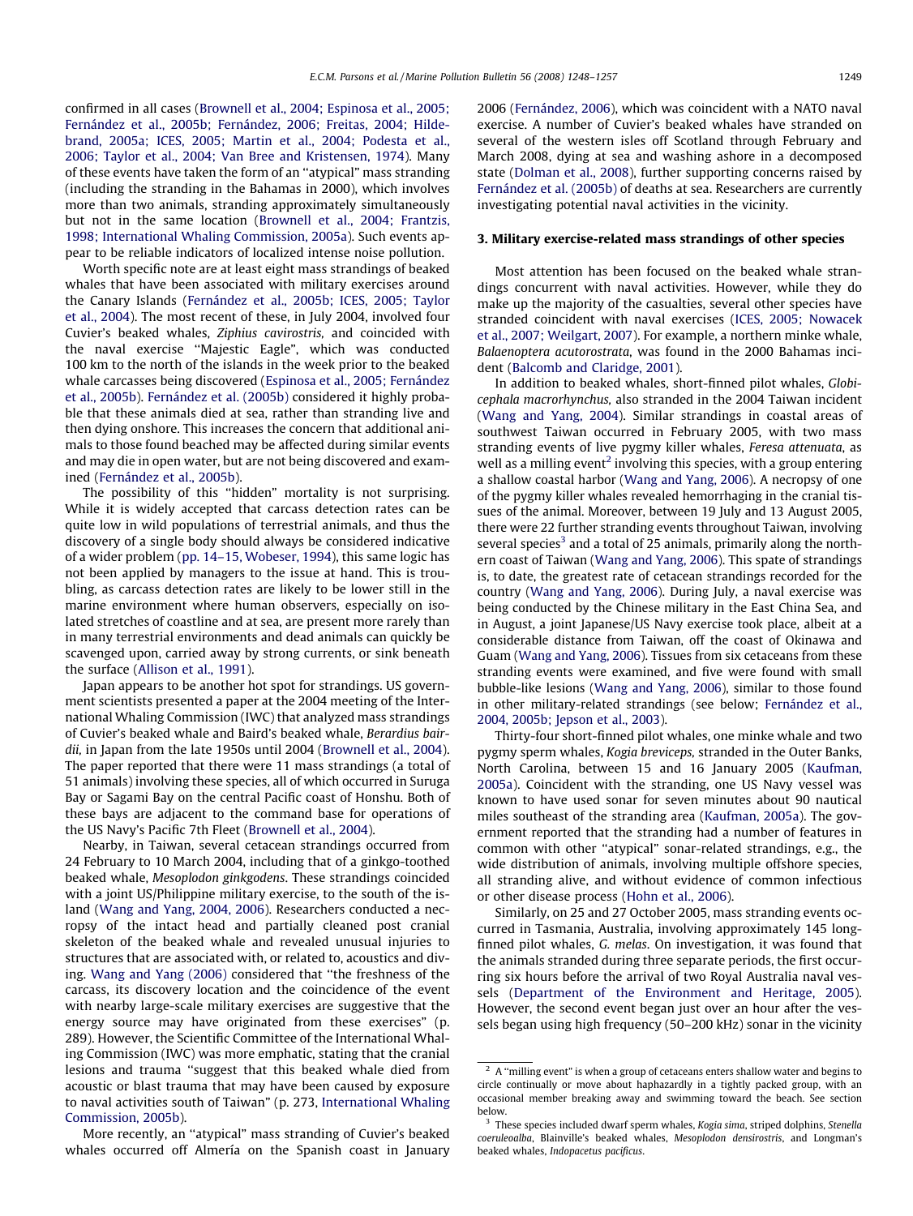confirmed in all cases (Brownell et al., 2004; Espinosa et al., 2005; Fernández et al., 2005b; Fernández, 2006; Freitas, 2004; Hildebrand, 2005a; ICES, 2005; Martin et al., 2004; Podesta et al., 2006; Taylor et al., 2004; Van Bree and Kristensen, 1974). Many of these events have taken the form of an "atypical" mass stranding (including the stranding in the Bahamas in 2000), which involves more than two animals, stranding approximately simultaneously but not in the same location (Brownell et al., 2004; Frantzis, 1998; International Whaling Commission, 2005a). Such events appear to be reliable indicators of localized intense noise pollution.

Worth specific note are at least eight mass strandings of beaked whales that have been associated with military exercises around the Canary Islands (Fernández et al., 2005b; ICES, 2005; Taylor et al., 2004). The most recent of these, in July 2004, involved four Cuvier's beaked whales, *Ziphius cavirostris,* and coincided with the naval exercise "Majestic Eagle", which was conducted 100 km to the north of the islands in the week prior to the beaked whale carcasses being discovered (Espinosa et al., 2005; Fernández et al., 2005b). Fernández et al. (2005b) considered it highly probable that these animals died at sea, rather than stranding live and then dying onshore. This increases the concern that additional animals to those found beached may be affected during similar events and may die in open water, but are not being discovered and examined (Fernández et al., 2005b).

The possibility of this "hidden" mortality is not surprising. While it is widely accepted that carcass detection rates can be quite low in wild populations of terrestrial animals, and thus the discovery of a single body should always be considered indicative of a wider problem (pp. 14–15, Wobeser, 1994), this same logic has not been applied by managers to the issue at hand. This is troubling, as carcass detection rates are likely to be lower still in the marine environment where human observers, especially on isolated stretches of coastline and at sea, are present more rarely than in many terrestrial environments and dead animals can quickly be scavenged upon, carried away by strong currents, or sink beneath the surface (Allison et al., 1991).

Japan appears to be another hot spot for strandings. US government scientists presented a paper at the 2004 meeting of the International Whaling Commission (IWC) that analyzed mass strandings of Cuvier's beaked whale and Baird's beaked whale, *Berardius bairdii,* in Japan from the late 1950s until 2004 (Brownell et al., 2004). The paper reported that there were 11 mass strandings (a total of 51 animals) involving these species, all of which occurred in Suruga Bay or Sagami Bay on the central Pacific coast of Honshu. Both of these bays are adjacent to the command base for operations of the US Navy's Pacific 7th Fleet (Brownell et al., 2004).

Nearby, in Taiwan, several cetacean strandings occurred from 24 February to 10 March 2004, including that of a ginkgo-toothed beaked whale, *Mesoplodon ginkgodens*. These strandings coincided with a joint US/Philippine military exercise, to the south of the island (Wang and Yang, 2004, 2006). Researchers conducted a necropsy of the intact head and partially cleaned post cranial skeleton of the beaked whale and revealed unusual injuries to structures that are associated with, or related to, acoustics and diving. Wang and Yang (2006) considered that "the freshness of the carcass, its discovery location and the coincidence of the event with nearby large-scale military exercises are suggestive that the energy source may have originated from these exercises" (p. 289). However, the Scientific Committee of the International Whaling Commission (IWC) was more emphatic, stating that the cranial lesions and trauma "suggest that this beaked whale died from acoustic or blast trauma that may have been caused by exposure to naval activities south of Taiwan" (p. 273, International Whaling Commission, 2005b).

More recently, an "atypical" mass stranding of Cuvier's beaked whales occurred off Almería on the Spanish coast in January 2006 (Fernández, 2006), which was coincident with a NATO naval exercise. A number of Cuvier's beaked whales have stranded on several of the western isles off Scotland through February and March 2008, dying at sea and washing ashore in a decomposed state (Dolman et al., 2008), further supporting concerns raised by Fernández et al. (2005b) of deaths at sea. Researchers are currently investigating potential naval activities in the vicinity.

## 3. Military exercise-related mass strandings of other species

Most attention has been focused on the beaked whale strandings concurrent with naval activities. However, while they do make up the majority of the casualties, several other species have stranded coincident with naval exercises (ICES, 2005; Nowacek et al., 2007; Weilgart, 2007). For example, a northern minke whale, *Balaenoptera acutorostrata*, was found in the 2000 Bahamas incident (Balcomb and Claridge, 2001).

In addition to beaked whales, short-finned pilot whales, *Globicephala macrorhynchus,* also stranded in the 2004 Taiwan incident (Wang and Yang, 2004). Similar strandings in coastal areas of southwest Taiwan occurred in February 2005, with two mass stranding events of live pygmy killer whales, *Feresa attenuata*, as well as a milling event[2] involving this species, with a group entering a shallow coastal harbor (Wang and Yang, 2006). A necropsy of one of the pygmy killer whales revealed hemorrhaging in the cranial tissues of the animal. Moreover, between 19 July and 13 August 2005, there were 22 further stranding events throughout Taiwan, involving several species[3] and a total of 25 animals, primarily along the northern coast of Taiwan (Wang and Yang, 2006). This spate of strandings is, to date, the greatest rate of cetacean strandings recorded for the country (Wang and Yang, 2006). During July, a naval exercise was being conducted by the Chinese military in the East China Sea, and in August, a joint Japanese/US Navy exercise took place, albeit at a considerable distance from Taiwan, off the coast of Okinawa and Guam (Wang and Yang, 2006). Tissues from six cetaceans from these stranding events were examined, and five were found with small bubble-like lesions (Wang and Yang, 2006), similar to those found in other military-related strandings (see below; Fernández et al., 2004, 2005b; Jepson et al., 2003).

Thirty-four short-finned pilot whales, one minke whale and two pygmy sperm whales, *Kogia breviceps,* stranded in the Outer Banks, North Carolina, between 15 and 16 January 2005 (Kaufman, 2005a). Coincident with the stranding, one US Navy vessel was known to have used sonar for seven minutes about 90 nautical miles southeast of the stranding area (Kaufman, 2005a). The government reported that the stranding had a number of features in common with other "atypical" sonar-related strandings, e.g., the wide distribution of animals, involving multiple offshore species, all stranding alive, and without evidence of common infectious or other disease process (Hohn et al., 2006).

Similarly, on 25 and 27 October 2005, mass stranding events occurred in Tasmania, Australia, involving approximately 145 long-finned pilot whales, *G. melas*. On investigation, it was found that the animals stranded during three separate periods, the first occurring six hours before the arrival of two Royal Australia naval vessels (Department of the Environment and Heritage, 2005). However, the second event began just over an hour after the vessels began using high frequency (50–200 kHz) sonar in the vicinity

[2] A "milling event" is when a group of cetaceans enters shallow water and begins to circle continually or move about haphazardly in a tightly packed group, with an occasional member breaking away and swimming toward the beach. See section below.

[3] These species included dwarf sperm whales, *Kogia sima*, striped dolphins, *Stenella coeruleoalba*, Blainville's beaked whales, *Mesoplodon densirostris*, and Longman's beaked whales, *Indopacetus pacificus*.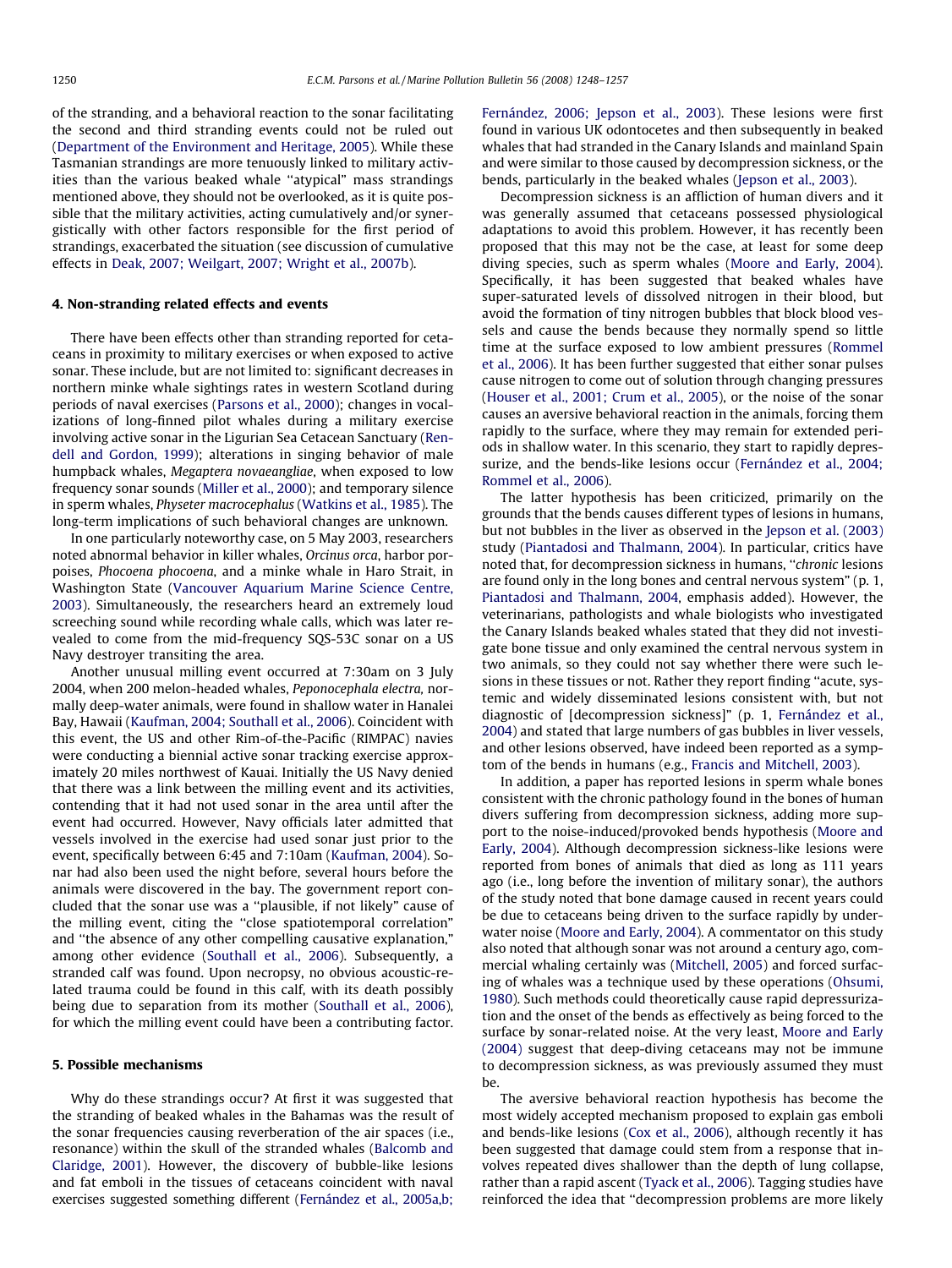of the stranding, and a behavioral reaction to the sonar facilitating the second and third stranding events could not be ruled out (Department of the Environment and Heritage, 2005). While these Tasmanian strandings are more tenuously linked to military activities than the various beaked whale "atypical" mass strandings mentioned above, they should not be overlooked, as it is quite possible that the military activities, acting cumulatively and/or synergistically with other factors responsible for the first period of strandings, exacerbated the situation (see discussion of cumulative effects in Deak, 2007; Weilgart, 2007; Wright et al., 2007b).

## 4. Non-stranding related effects and events

There have been effects other than stranding reported for cetaceans in proximity to military exercises or when exposed to active sonar. These include, but are not limited to: significant decreases in northern minke whale sightings rates in western Scotland during periods of naval exercises (Parsons et al., 2000); changes in vocalizations of long-finned pilot whales during a military exercise involving active sonar in the Ligurian Sea Cetacean Sanctuary (Rendell and Gordon, 1999); alterations in singing behavior of male humpback whales, *Megaptera novaeangliae*, when exposed to low frequency sonar sounds (Miller et al., 2000); and temporary silence in sperm whales, *Physeter macrocephalus* (Watkins et al., 1985). The long-term implications of such behavioral changes are unknown.

In one particularly noteworthy case, on 5 May 2003, researchers noted abnormal behavior in killer whales, *Orcinus orca*, harbor porpoises, *Phocoena phocoena*, and a minke whale in Haro Strait, in Washington State (Vancouver Aquarium Marine Science Centre, 2003). Simultaneously, the researchers heard an extremely loud screeching sound while recording whale calls, which was later revealed to come from the mid-frequency SQS-53C sonar on a US Navy destroyer transiting the area.

Another unusual milling event occurred at 7:30am on 3 July 2004, when 200 melon-headed whales, *Peponocephala electra,* normally deep-water animals, were found in shallow water in Hanalei Bay, Hawaii (Kaufman, 2004; Southall et al., 2006). Coincident with this event, the US and other Rim-of-the-Pacific (RIMPAC) navies were conducting a biennial active sonar tracking exercise approximately 20 miles northwest of Kauai. Initially the US Navy denied that there was a link between the milling event and its activities, contending that it had not used sonar in the area until after the event had occurred. However, Navy officials later admitted that vessels involved in the exercise had used sonar just prior to the event, specifically between 6:45 and 7:10am (Kaufman, 2004). Sonar had also been used the night before, several hours before the animals were discovered in the bay. The government report concluded that the sonar use was a "plausible, if not likely" cause of the milling event, citing the "close spatiotemporal correlation" and "the absence of any other compelling causative explanation," among other evidence (Southall et al., 2006). Subsequently, a stranded calf was found. Upon necropsy, no obvious acoustic-related trauma could be found in this calf, with its death possibly being due to separation from its mother (Southall et al., 2006), for which the milling event could have been a contributing factor.

## 5. Possible mechanisms

Why do these strandings occur? At first it was suggested that the stranding of beaked whales in the Bahamas was the result of the sonar frequencies causing reverberation of the air spaces (i.e., resonance) within the skull of the stranded whales (Balcomb and Claridge, 2001). However, the discovery of bubble-like lesions and fat emboli in the tissues of cetaceans coincident with naval exercises suggested something different (Fernández et al., 2005a,b; Fernández, 2006; Jepson et al., 2003). These lesions were first found in various UK odontocetes and then subsequently in beaked whales that had stranded in the Canary Islands and mainland Spain and were similar to those caused by decompression sickness, or the bends, particularly in the beaked whales (Jepson et al., 2003).

Decompression sickness is an affliction of human divers and it was generally assumed that cetaceans possessed physiological adaptations to avoid this problem. However, it has recently been proposed that this may not be the case, at least for some deep diving species, such as sperm whales (Moore and Early, 2004). Specifically, it has been suggested that beaked whales have super-saturated levels of dissolved nitrogen in their blood, but avoid the formation of tiny nitrogen bubbles that block blood vessels and cause the bends because they normally spend so little time at the surface exposed to low ambient pressures (Rommel et al., 2006). It has been further suggested that either sonar pulses cause nitrogen to come out of solution through changing pressures (Houser et al., 2001; Crum et al., 2005), or the noise of the sonar causes an aversive behavioral reaction in the animals, forcing them rapidly to the surface, where they may remain for extended periods in shallow water. In this scenario, they start to rapidly depressurize, and the bends-like lesions occur (Fernández et al., 2004; Rommel et al., 2006).

The latter hypothesis has been criticized, primarily on the grounds that the bends causes different types of lesions in humans, but not bubbles in the liver as observed in the Jepson et al. (2003) study (Piantadosi and Thalmann, 2004). In particular, critics have noted that, for decompression sickness in humans, "*chronic* lesions are found only in the long bones and central nervous system" (p. 1, Piantadosi and Thalmann, 2004, emphasis added). However, the veterinarians, pathologists and whale biologists who investigated the Canary Islands beaked whales stated that they did not investigate bone tissue and only examined the central nervous system in two animals, so they could not say whether there were such lesions in these tissues or not. Rather they report finding "acute, systemic and widely disseminated lesions consistent with, but not diagnostic of [decompression sickness]" (p. 1, Fernández et al., 2004) and stated that large numbers of gas bubbles in liver vessels, and other lesions observed, have indeed been reported as a symptom of the bends in humans (e.g., Francis and Mitchell, 2003).

In addition, a paper has reported lesions in sperm whale bones consistent with the chronic pathology found in the bones of human divers suffering from decompression sickness, adding more support to the noise-induced/provoked bends hypothesis (Moore and Early, 2004). Although decompression sickness-like lesions were reported from bones of animals that died as long as 111 years ago (i.e., long before the invention of military sonar), the authors of the study noted that bone damage caused in recent years could be due to cetaceans being driven to the surface rapidly by underwater noise (Moore and Early, 2004). A commentator on this study also noted that although sonar was not around a century ago, commercial whaling certainly was (Mitchell, 2005) and forced surfacing of whales was a technique used by these operations (Ohsumi, 1980). Such methods could theoretically cause rapid depressurization and the onset of the bends as effectively as being forced to the surface by sonar-related noise. At the very least, Moore and Early (2004) suggest that deep-diving cetaceans may not be immune to decompression sickness, as was previously assumed they must be.

The aversive behavioral reaction hypothesis has become the most widely accepted mechanism proposed to explain gas emboli and bends-like lesions (Cox et al., 2006), although recently it has been suggested that damage could stem from a response that involves repeated dives shallower than the depth of lung collapse, rather than a rapid ascent (Tyack et al., 2006). Tagging studies have reinforced the idea that "decompression problems are more likely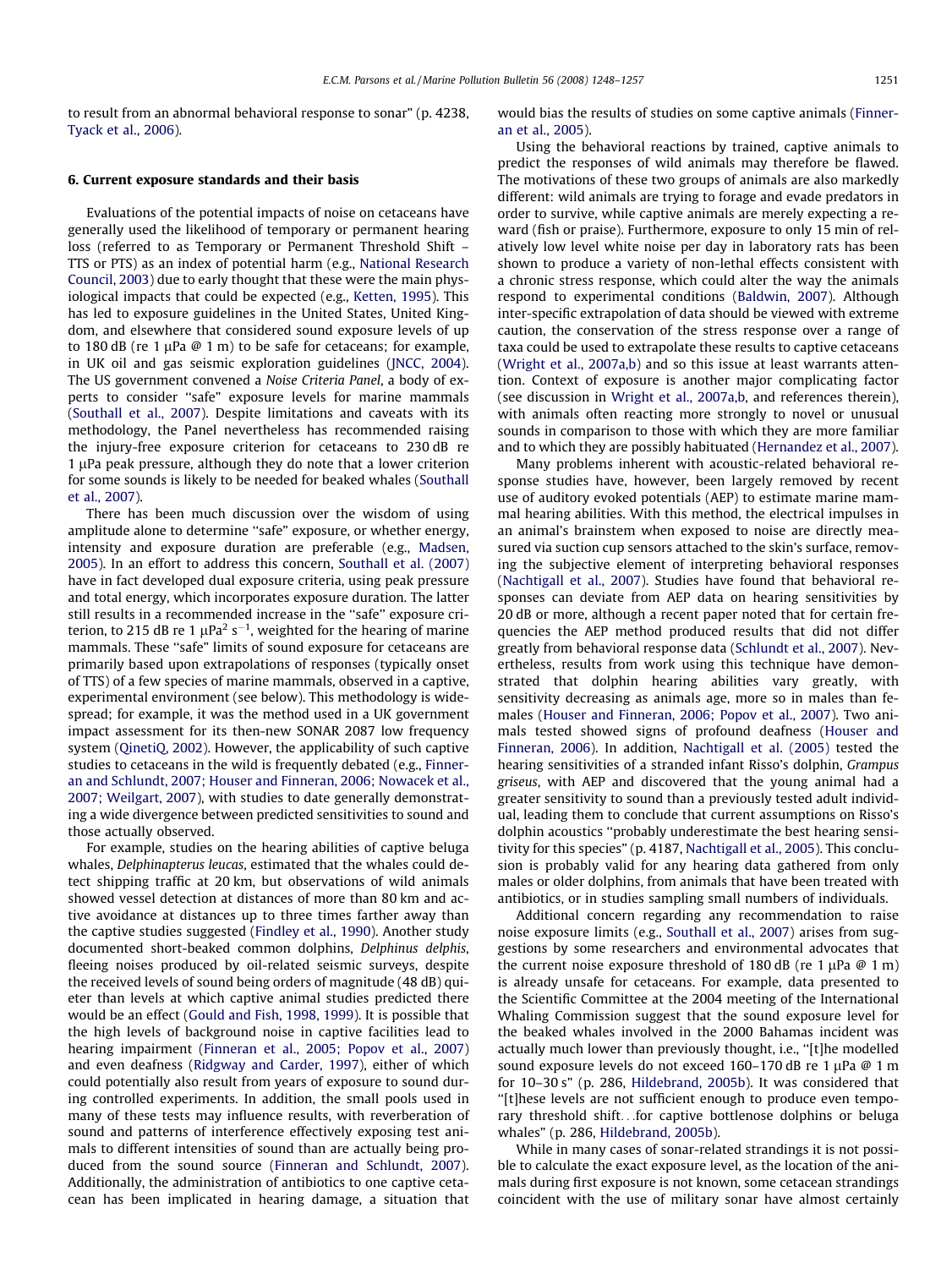to result from an abnormal behavioral response to sonar" (p. 4238, Tyack et al., 2006).

## 6. Current exposure standards and their basis

Evaluations of the potential impacts of noise on cetaceans have generally used the likelihood of temporary or permanent hearing loss (referred to as Temporary or Permanent Threshold Shift – TTS or PTS) as an index of potential harm (e.g., National Research Council, 2003) due to early thought that these were the main physiological impacts that could be expected (e.g., Ketten, 1995). This has led to exposure guidelines in the United States, United Kingdom, and elsewhere that considered sound exposure levels of up to 180 dB (re 1 μPa @ 1 m) to be safe for cetaceans; for example, in UK oil and gas seismic exploration guidelines (JNCC, 2004). The US government convened a *Noise Criteria Panel*, a body of experts to consider "safe" exposure levels for marine mammals (Southall et al., 2007). Despite limitations and caveats with its methodology, the Panel nevertheless has recommended raising the injury-free exposure criterion for cetaceans to 230 dB re 1 μPa peak pressure, although they do note that a lower criterion for some sounds is likely to be needed for beaked whales (Southall et al., 2007).

There has been much discussion over the wisdom of using amplitude alone to determine "safe" exposure, or whether energy, intensity and exposure duration are preferable (e.g., Madsen, 2005). In an effort to address this concern, Southall et al. (2007) have in fact developed dual exposure criteria, using peak pressure and total energy, which incorporates exposure duration. The latter still results in a recommended increase in the "safe" exposure criterion, to 215 dB re 1 $\mu Pa^2 \, s^{-1}$, weighted for the hearing of marine mammals. These "safe" limits of sound exposure for cetaceans are primarily based upon extrapolations of responses (typically onset of TTS) of a few species of marine mammals, observed in a captive, experimental environment (see below). This methodology is widespread; for example, it was the method used in a UK government impact assessment for its then-new SONAR 2087 low frequency system (QinetiQ, 2002). However, the applicability of such captive studies to cetaceans in the wild is frequently debated (e.g., Finneran and Schlundt, 2007; Houser and Finneran, 2006; Nowacek et al., 2007; Weilgart, 2007), with studies to date generally demonstrating a wide divergence between predicted sensitivities to sound and those actually observed.

For example, studies on the hearing abilities of captive beluga whales, *Delphinapterus leucas*, estimated that the whales could detect shipping traffic at 20 km, but observations of wild animals showed vessel detection at distances of more than 80 km and active avoidance at distances up to three times farther away than the captive studies suggested (Findley et al., 1990). Another study documented short-beaked common dolphins, *Delphinus delphis*, fleeing noises produced by oil-related seismic surveys, despite the received levels of sound being orders of magnitude (48 dB) quieter than levels at which captive animal studies predicted there would be an effect (Gould and Fish, 1998, 1999). It is possible that the high levels of background noise in captive facilities lead to hearing impairment (Finneran et al., 2005; Popov et al., 2007) and even deafness (Ridgway and Carder, 1997), either of which could potentially also result from years of exposure to sound during controlled experiments. In addition, the small pools used in many of these tests may influence results, with reverberation of sound and patterns of interference effectively exposing test animals to different intensities of sound than are actually being produced from the sound source (Finneran and Schlundt, 2007). Additionally, the administration of antibiotics to one captive cetacean has been implicated in hearing damage, a situation that would bias the results of studies on some captive animals (Finneran et al., 2005).

Using the behavioral reactions by trained, captive animals to predict the responses of wild animals may therefore be flawed. The motivations of these two groups of animals are also markedly different: wild animals are trying to forage and evade predators in order to survive, while captive animals are merely expecting a reward (fish or praise). Furthermore, exposure to only 15 min of relatively low level white noise per day in laboratory rats has been shown to produce a variety of non-lethal effects consistent with a chronic stress response, which could alter the way the animals respond to experimental conditions (Baldwin, 2007). Although inter-specific extrapolation of data should be viewed with extreme caution, the conservation of the stress response over a range of taxa could be used to extrapolate these results to captive cetaceans (Wright et al., 2007a,b) and so this issue at least warrants attention. Context of exposure is another major complicating factor (see discussion in Wright et al., 2007a,b, and references therein), with animals often reacting more strongly to novel or unusual sounds in comparison to those with which they are more familiar and to which they are possibly habituated (Hernandez et al., 2007).

Many problems inherent with acoustic-related behavioral response studies have, however, been largely removed by recent use of auditory evoked potentials (AEP) to estimate marine mammal hearing abilities. With this method, the electrical impulses in an animal's brainstem when exposed to noise are directly measured via suction cup sensors attached to the skin's surface, removing the subjective element of interpreting behavioral responses (Nachtigall et al., 2007). Studies have found that behavioral responses can deviate from AEP data on hearing sensitivities by 20 dB or more, although a recent paper noted that for certain frequencies the AEP method produced results that did not differ greatly from behavioral response data (Schlundt et al., 2007). Nevertheless, results from work using this technique have demonstrated that dolphin hearing abilities vary greatly, with sensitivity decreasing as animals age, more so in males than females (Houser and Finneran, 2006; Popov et al., 2007). Two animals tested showed signs of profound deafness (Houser and Finneran, 2006). In addition, Nachtigall et al. (2005) tested the hearing sensitivities of a stranded infant Risso's dolphin, *Grampus griseus*, with AEP and discovered that the young animal had a greater sensitivity to sound than a previously tested adult individual, leading them to conclude that current assumptions on Risso's dolphin acoustics "probably underestimate the best hearing sensitivity for this species" (p. 4187, Nachtigall et al., 2005). This conclusion is probably valid for any hearing data gathered from only males or older dolphins, from animals that have been treated with antibiotics, or in studies sampling small numbers of individuals.

Additional concern regarding any recommendation to raise noise exposure limits (e.g., Southall et al., 2007) arises from suggestions by some researchers and environmental advocates that the current noise exposure threshold of 180 dB (re 1 μPa @ 1 m) is already unsafe for cetaceans. For example, data presented to the Scientific Committee at the 2004 meeting of the International Whaling Commission suggest that the sound exposure level for the beaked whales involved in the 2000 Bahamas incident was actually much lower than previously thought, i.e., "[t]he modelled sound exposure levels do not exceed 160–170 dB re 1 μPa @ 1 m for 10–30 s" (p. 286, Hildebrand, 2005b). It was considered that "[t]hese levels are not sufficient enough to produce even temporary threshold shift…for captive bottlenose dolphins or beluga whales" (p. 286, Hildebrand, 2005b).

While in many cases of sonar-related strandings it is not possible to calculate the exact exposure level, as the location of the animals during first exposure is not known, some cetacean strandings coincident with the use of military sonar have almost certainly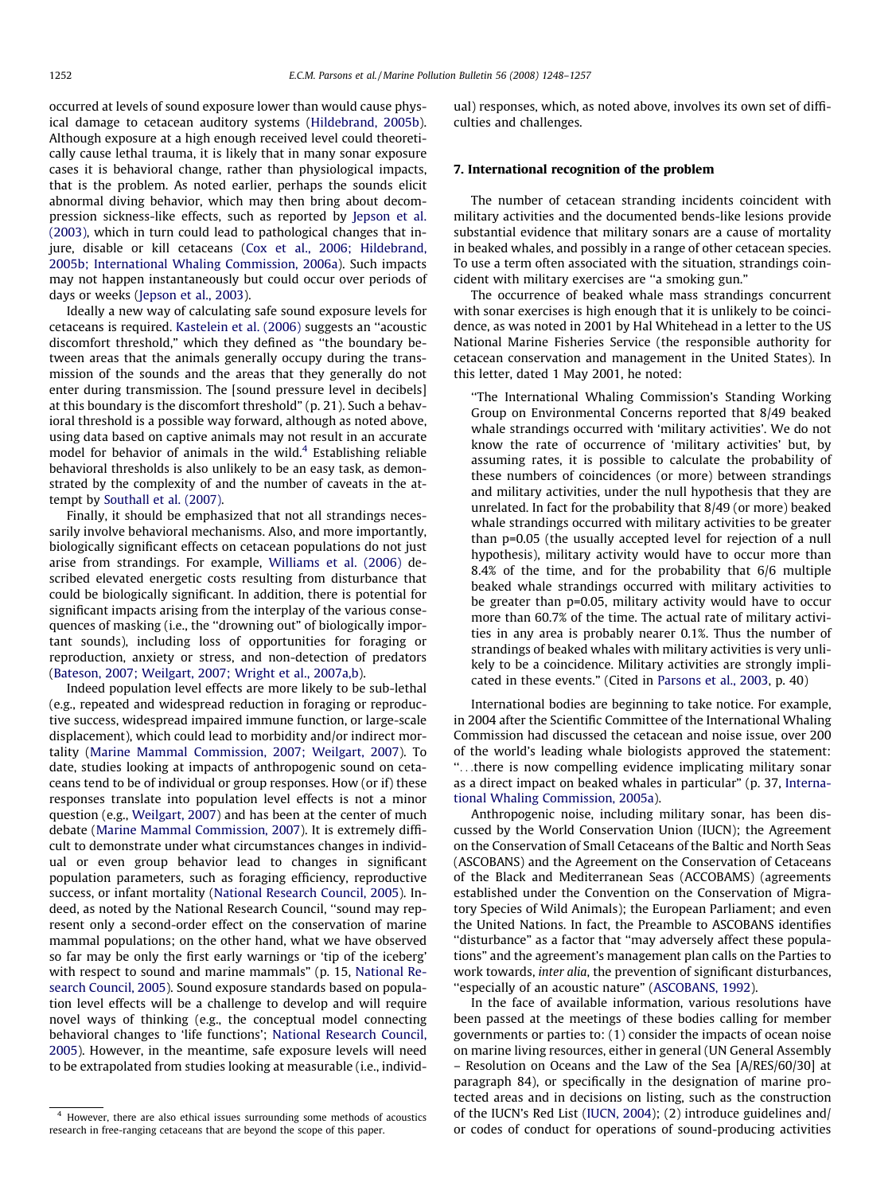occurred at levels of sound exposure lower than would cause physical damage to cetacean auditory systems (Hildebrand, 2005b). Although exposure at a high enough received level could theoretically cause lethal trauma, it is likely that in many sonar exposure cases it is behavioral change, rather than physiological impacts, that is the problem. As noted earlier, perhaps the sounds elicit abnormal diving behavior, which may then bring about decompression sickness-like effects, such as reported by Jepson et al. (2003), which in turn could lead to pathological changes that injure, disable or kill cetaceans (Cox et al., 2006; Hildebrand, 2005b; International Whaling Commission, 2006a). Such impacts may not happen instantaneously but could occur over periods of days or weeks (Jepson et al., 2003).

Ideally a new way of calculating safe sound exposure levels for cetaceans is required. Kastelein et al. (2006) suggests an ''acoustic discomfort threshold,'' which they defined as ''the boundary between areas that the animals generally occupy during the transmission of the sounds and the areas that they generally do not enter during transmission. The [sound pressure level in decibels] at this boundary is the discomfort threshold'' (p. 21). Such a behavioral threshold is a possible way forward, although as noted above, using data based on captive animals may not result in an accurate model for behavior of animals in the wild.[4] Establishing reliable behavioral thresholds is also unlikely to be an easy task, as demonstrated by the complexity of and the number of caveats in the attempt by Southall et al. (2007).

Finally, it should be emphasized that not all strandings necessarily involve behavioral mechanisms. Also, and more importantly, biologically significant effects on cetacean populations do not just arise from strandings. For example, Williams et al. (2006) described elevated energetic costs resulting from disturbance that could be biologically significant. In addition, there is potential for significant impacts arising from the interplay of the various consequences of masking (i.e., the ''drowning out'' of biologically important sounds), including loss of opportunities for foraging or reproduction, anxiety or stress, and non-detection of predators (Bateson, 2007; Weilgart, 2007; Wright et al., 2007a,b).

Indeed population level effects are more likely to be sub-lethal (e.g., repeated and widespread reduction in foraging or reproductive success, widespread impaired immune function, or large-scale displacement), which could lead to morbidity and/or indirect mortality (Marine Mammal Commission, 2007; Weilgart, 2007). To date, studies looking at impacts of anthropogenic sound on cetaceans tend to be of individual or group responses. How (or if) these responses translate into population level effects is not a minor question (e.g., Weilgart, 2007) and has been at the center of much debate (Marine Mammal Commission, 2007). It is extremely difficult to demonstrate under what circumstances changes in individual or even group behavior lead to changes in significant population parameters, such as foraging efficiency, reproductive success, or infant mortality (National Research Council, 2005). Indeed, as noted by the National Research Council, ''sound may represent only a second-order effect on the conservation of marine mammal populations; on the other hand, what we have observed so far may be only the first early warnings or 'tip of the iceberg' with respect to sound and marine mammals'' (p. 15, National Research Council, 2005). Sound exposure standards based on population level effects will be a challenge to develop and will require novel ways of thinking (e.g., the conceptual model connecting behavioral changes to 'life functions'; National Research Council, 2005). However, in the meantime, safe exposure levels will need to be extrapolated from studies looking at measurable (i.e., individual) responses, which, as noted above, involves its own set of difficulties and challenges.

## 7. International recognition of the problem

The number of cetacean stranding incidents coincident with military activities and the documented bends-like lesions provide substantial evidence that military sonars are a cause of mortality in beaked whales, and possibly in a range of other cetacean species. To use a term often associated with the situation, strandings coincident with military exercises are ''a smoking gun.''

The occurrence of beaked whale mass strandings concurrent with sonar exercises is high enough that it is unlikely to be coincidence, as was noted in 2001 by Hal Whitehead in a letter to the US National Marine Fisheries Service (the responsible authority for cetacean conservation and management in the United States). In this letter, dated 1 May 2001, he noted:

> ''The International Whaling Commission's Standing Working Group on Environmental Concerns reported that 8/49 beaked whale strandings occurred with 'military activities'. We do not know the rate of occurrence of 'military activities' but, by assuming rates, it is possible to calculate the probability of these numbers of coincidences (or more) between strandings and military activities, under the null hypothesis that they are unrelated. In fact for the probability that 8/49 (or more) beaked whale strandings occurred with military activities to be greater than p=0.05 (the usually accepted level for rejection of a null hypothesis), military activity would have to occur more than 8.4% of the time, and for the probability that 6/6 multiple beaked whale strandings occurred with military activities to be greater than p=0.05, military activity would have to occur more than 60.7% of the time. The actual rate of military activities in any area is probably nearer 0.1%. Thus the number of strandings of beaked whales with military activities is very unlikely to be a coincidence. Military activities are strongly implicated in these events.'' (Cited in Parsons et al., 2003, p. 40)

International bodies are beginning to take notice. For example, in 2004 after the Scientific Committee of the International Whaling Commission had discussed the cetacean and noise issue, over 200 of the world's leading whale biologists approved the statement: ''...there is now compelling evidence implicating military sonar as a direct impact on beaked whales in particular'' (p. 37, International Whaling Commission, 2005a).

Anthropogenic noise, including military sonar, has been discussed by the World Conservation Union (IUCN); the Agreement on the Conservation of Small Cetaceans of the Baltic and North Seas (ASCOBANS) and the Agreement on the Conservation of Cetaceans of the Black and Mediterranean Seas (ACCOBAMS) (agreements established under the Convention on the Conservation of Migratory Species of Wild Animals); the European Parliament; and even the United Nations. In fact, the Preamble to ASCOBANS identifies ''disturbance'' as a factor that ''may adversely affect these populations'' and the agreement's management plan calls on the Parties to work towards, *inter alia*, the prevention of significant disturbances, ''especially of an acoustic nature'' (ASCOBANS, 1992).

In the face of available information, various resolutions have been passed at the meetings of these bodies calling for member governments or parties to: (1) consider the impacts of ocean noise on marine living resources, either in general (UN General Assembly – Resolution on Oceans and the Law of the Sea [A/RES/60/30] at paragraph 84), or specifically in the designation of marine protected areas and in decisions on listing, such as the construction of the IUCN's Red List (IUCN, 2004); (2) introduce guidelines and/or codes of conduct for operations of sound-producing activities

[4] However, there are also ethical issues surrounding some methods of acoustics research in free-ranging cetaceans that are beyond the scope of this paper.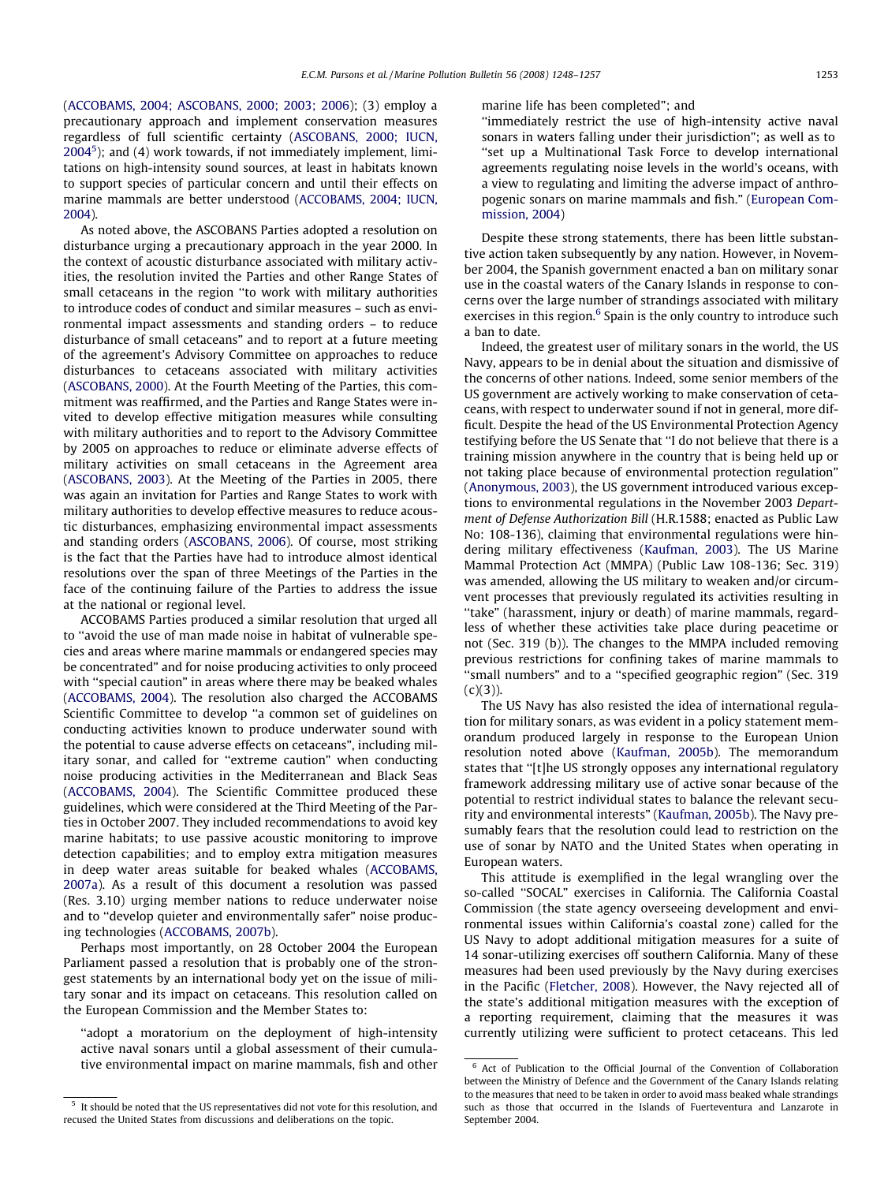(ACCOBAMS, 2004; ASCOBANS, 2000; 2003; 2006); (3) employ a precautionary approach and implement conservation measures regardless of full scientific certainty (ASCOBANS, 2000; IUCN, 2004[5]); and (4) work towards, if not immediately implement, limitations on high-intensity sound sources, at least in habitats known to support species of particular concern and until their effects on marine mammals are better understood (ACCOBAMS, 2004; IUCN, 2004).

As noted above, the ASCOBANS Parties adopted a resolution on disturbance urging a precautionary approach in the year 2000. In the context of acoustic disturbance associated with military activities, the resolution invited the Parties and other Range States of small cetaceans in the region "to work with military authorities to introduce codes of conduct and similar measures – such as environmental impact assessments and standing orders – to reduce disturbance of small cetaceans" and to report at a future meeting of the agreement's Advisory Committee on approaches to reduce disturbances to cetaceans associated with military activities (ASCOBANS, 2000). At the Fourth Meeting of the Parties, this commitment was reaffirmed, and the Parties and Range States were invited to develop effective mitigation measures while consulting with military authorities and to report to the Advisory Committee by 2005 on approaches to reduce or eliminate adverse effects of military activities on small cetaceans in the Agreement area (ASCOBANS, 2003). At the Meeting of the Parties in 2005, there was again an invitation for Parties and Range States to work with military authorities to develop effective measures to reduce acoustic disturbances, emphasizing environmental impact assessments and standing orders (ASCOBANS, 2006). Of course, most striking is the fact that the Parties have had to introduce almost identical resolutions over the span of three Meetings of the Parties in the face of the continuing failure of the Parties to address the issue at the national or regional level.

ACCOBAMS Parties produced a similar resolution that urged all to "avoid the use of man made noise in habitat of vulnerable species and areas where marine mammals or endangered species may be concentrated" and for noise producing activities to only proceed with "special caution" in areas where there may be beaked whales (ACCOBAMS, 2004). The resolution also charged the ACCOBAMS Scientific Committee to develop "a common set of guidelines on conducting activities known to produce underwater sound with the potential to cause adverse effects on cetaceans", including military sonar, and called for "extreme caution" when conducting noise producing activities in the Mediterranean and Black Seas (ACCOBAMS, 2004). The Scientific Committee produced these guidelines, which were considered at the Third Meeting of the Parties in October 2007. They included recommendations to avoid key marine habitats; to use passive acoustic monitoring to improve detection capabilities; and to employ extra mitigation measures in deep water areas suitable for beaked whales (ACCOBAMS, 2007a). As a result of this document a resolution was passed (Res. 3.10) urging member nations to reduce underwater noise and to "develop quieter and environmentally safer" noise producing technologies (ACCOBAMS, 2007b).

Perhaps most importantly, on 28 October 2004 the European Parliament passed a resolution that is probably one of the strongest statements by an international body yet on the issue of military sonar and its impact on cetaceans. This resolution called on the European Commission and the Member States to:

> "adopt a moratorium on the deployment of high-intensity active naval sonars until a global assessment of their cumulative environmental impact on marine mammals, fish and other marine life has been completed"; and
>
> "immediately restrict the use of high-intensity active naval sonars in waters falling under their jurisdiction"; as well as to "set up a Multinational Task Force to develop international agreements regulating noise levels in the world's oceans, with a view to regulating and limiting the adverse impact of anthropogenic sonars on marine mammals and fish." (European Commission, 2004)

Despite these strong statements, there has been little substantive action taken subsequently by any nation. However, in November 2004, the Spanish government enacted a ban on military sonar use in the coastal waters of the Canary Islands in response to concerns over the large number of strandings associated with military exercises in this region.[6] Spain is the only country to introduce such a ban to date.

Indeed, the greatest user of military sonars in the world, the US Navy, appears to be in denial about the situation and dismissive of the concerns of other nations. Indeed, some senior members of the US government are actively working to make conservation of cetaceans, with respect to underwater sound if not in general, more difficult. Despite the head of the US Environmental Protection Agency testifying before the US Senate that "I do not believe that there is a training mission anywhere in the country that is being held up or not taking place because of environmental protection regulation" (Anonymous, 2003), the US government introduced various exceptions to environmental regulations in the November 2003 *Department of Defense Authorization Bill* (H.R.1588; enacted as Public Law No: 108-136), claiming that environmental regulations were hindering military effectiveness (Kaufman, 2003). The US Marine Mammal Protection Act (MMPA) (Public Law 108-136; Sec. 319) was amended, allowing the US military to weaken and/or circumvent processes that previously regulated its activities resulting in "take" (harassment, injury or death) of marine mammals, regardless of whether these activities take place during peacetime or not (Sec. 319 (b)). The changes to the MMPA included removing previous restrictions for confining takes of marine mammals to "small numbers" and to a "specified geographic region" (Sec. 319 (c)(3)).

The US Navy has also resisted the idea of international regulation for military sonars, as was evident in a policy statement memorandum produced largely in response to the European Union resolution noted above (Kaufman, 2005b). The memorandum states that "[t]he US strongly opposes any international regulatory framework addressing military use of active sonar because of the potential to restrict individual states to balance the relevant security and environmental interests" (Kaufman, 2005b). The Navy presumably fears that the resolution could lead to restriction on the use of sonar by NATO and the United States when operating in European waters.

This attitude is exemplified in the legal wrangling over the so-called "SOCAL" exercises in California. The California Coastal Commission (the state agency overseeing development and environmental issues within California's coastal zone) called for the US Navy to adopt additional mitigation measures for a suite of 14 sonar-utilizing exercises off southern California. Many of these measures had been used previously by the Navy during exercises in the Pacific (Fletcher, 2008). However, the Navy rejected all of the state's additional mitigation measures with the exception of a reporting requirement, claiming that the measures it was currently utilizing were sufficient to protect cetaceans. This led

[5] It should be noted that the US representatives did not vote for this resolution, and recused the United States from discussions and deliberations on the topic.

[6] Act of Publication to the Official Journal of the Convention of Collaboration between the Ministry of Defence and the Government of the Canary Islands relating to the measures that need to be taken in order to avoid mass beaked whale strandings such as those that occurred in the Islands of Fuerteventura and Lanzarote in September 2004.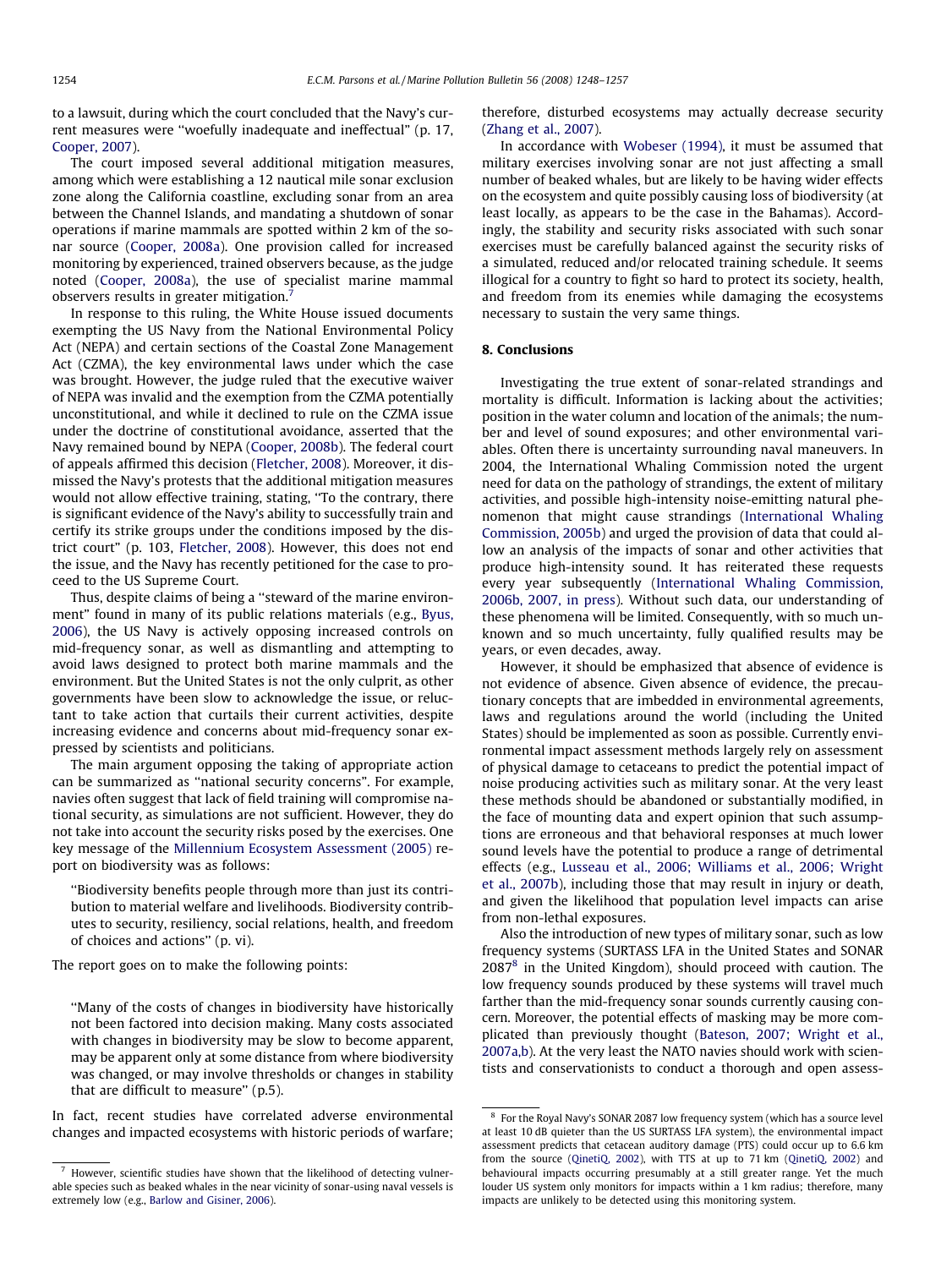to a lawsuit, during which the court concluded that the Navy's current measures were "woefully inadequate and ineffectual" (p. 17, Cooper, 2007).

The court imposed several additional mitigation measures, among which were establishing a 12 nautical mile sonar exclusion zone along the California coastline, excluding sonar from an area between the Channel Islands, and mandating a shutdown of sonar operations if marine mammals are spotted within 2 km of the sonar source (Cooper, 2008a). One provision called for increased monitoring by experienced, trained observers because, as the judge noted (Cooper, 2008a), the use of specialist marine mammal observers results in greater mitigation.[7]

In response to this ruling, the White House issued documents exempting the US Navy from the National Environmental Policy Act (NEPA) and certain sections of the Coastal Zone Management Act (CZMA), the key environmental laws under which the case was brought. However, the judge ruled that the executive waiver of NEPA was invalid and the exemption from the CZMA potentially unconstitutional, and while it declined to rule on the CZMA issue under the doctrine of constitutional avoidance, asserted that the Navy remained bound by NEPA (Cooper, 2008b). The federal court of appeals affirmed this decision (Fletcher, 2008). Moreover, it dismissed the Navy's protests that the additional mitigation measures would not allow effective training, stating, "To the contrary, there is significant evidence of the Navy's ability to successfully train and certify its strike groups under the conditions imposed by the district court" (p. 103, Fletcher, 2008). However, this does not end the issue, and the Navy has recently petitioned for the case to proceed to the US Supreme Court.

Thus, despite claims of being a "steward of the marine environment" found in many of its public relations materials (e.g., Byus, 2006), the US Navy is actively opposing increased controls on mid-frequency sonar, as well as dismantling and attempting to avoid laws designed to protect both marine mammals and the environment. But the United States is not the only culprit, as other governments have been slow to acknowledge the issue, or reluctant to take action that curtails their current activities, despite increasing evidence and concerns about mid-frequency sonar expressed by scientists and politicians.

The main argument opposing the taking of appropriate action can be summarized as "national security concerns". For example, navies often suggest that lack of field training will compromise national security, as simulations are not sufficient. However, they do not take into account the security risks posed by the exercises. One key message of the Millennium Ecosystem Assessment (2005) report on biodiversity was as follows:

> "Biodiversity benefits people through more than just its contribution to material welfare and livelihoods. Biodiversity contributes to security, resiliency, social relations, health, and freedom of choices and actions" (p. vi).

The report goes on to make the following points:

> "Many of the costs of changes in biodiversity have historically not been factored into decision making. Many costs associated with changes in biodiversity may be slow to become apparent, may be apparent only at some distance from where biodiversity was changed, or may involve thresholds or changes in stability that are difficult to measure" (p.5).

In fact, recent studies have correlated adverse environmental changes and impacted ecosystems with historic periods of warfare; therefore, disturbed ecosystems may actually decrease security (Zhang et al., 2007).

In accordance with Wobeser (1994), it must be assumed that military exercises involving sonar are not just affecting a small number of beaked whales, but are likely to be having wider effects on the ecosystem and quite possibly causing loss of biodiversity (at least locally, as appears to be the case in the Bahamas). Accordingly, the stability and security risks associated with such sonar exercises must be carefully balanced against the security risks of a simulated, reduced and/or relocated training schedule. It seems illogical for a country to fight so hard to protect its society, health, and freedom from its enemies while damaging the ecosystems necessary to sustain the very same things.

## 8. Conclusions

Investigating the true extent of sonar-related strandings and mortality is difficult. Information is lacking about the activities; position in the water column and location of the animals; the number and level of sound exposures; and other environmental variables. Often there is uncertainty surrounding naval maneuvers. In 2004, the International Whaling Commission noted the urgent need for data on the pathology of strandings, the extent of military activities, and possible high-intensity noise-emitting natural phenomenon that might cause strandings (International Whaling Commission, 2005b) and urged the provision of data that could allow an analysis of the impacts of sonar and other activities that produce high-intensity sound. It has reiterated these requests every year subsequently (International Whaling Commission, 2006b, 2007, in press). Without such data, our understanding of these phenomena will be limited. Consequently, with so much unknown and so much uncertainty, fully qualified results may be years, or even decades, away.

However, it should be emphasized that absence of evidence is not evidence of absence. Given absence of evidence, the precautionary concepts that are imbedded in environmental agreements, laws and regulations around the world (including the United States) should be implemented as soon as possible. Currently environmental impact assessment methods largely rely on assessment of physical damage to cetaceans to predict the potential impact of noise producing activities such as military sonar. At the very least these methods should be abandoned or substantially modified, in the face of mounting data and expert opinion that such assumptions are erroneous and that behavioral responses at much lower sound levels have the potential to produce a range of detrimental effects (e.g., Lusseau et al., 2006; Williams et al., 2006; Wright et al., 2007b), including those that may result in injury or death, and given the likelihood that population level impacts can arise from non-lethal exposures.

Also the introduction of new types of military sonar, such as low frequency systems (SURTASS LFA in the United States and SONAR 2087[8] in the United Kingdom), should proceed with caution. The low frequency sounds produced by these systems will travel much farther than the mid-frequency sonar sounds currently causing concern. Moreover, the potential effects of masking may be more complicated than previously thought (Bateson, 2007; Wright et al., 2007a,b). At the very least the NATO navies should work with scientists and conservationists to conduct a thorough and open assess-

[7] However, scientific studies have shown that the likelihood of detecting vulnerable species such as beaked whales in the near vicinity of sonar-using naval vessels is extremely low (e.g., Barlow and Gisiner, 2006).

[8] For the Royal Navy's SONAR 2087 low frequency system (which has a source level at least 10 dB quieter than the US SURTASS LFA system), the environmental impact assessment predicts that cetacean auditory damage (PTS) could occur up to 6.6 km from the source (QinetiQ, 2002), with TTS at up to 71 km (QinetiQ, 2002) and behavioural impacts occurring presumably at a still greater range. Yet the much louder US system only monitors for impacts within a 1 km radius; therefore, many impacts are unlikely to be detected using this monitoring system.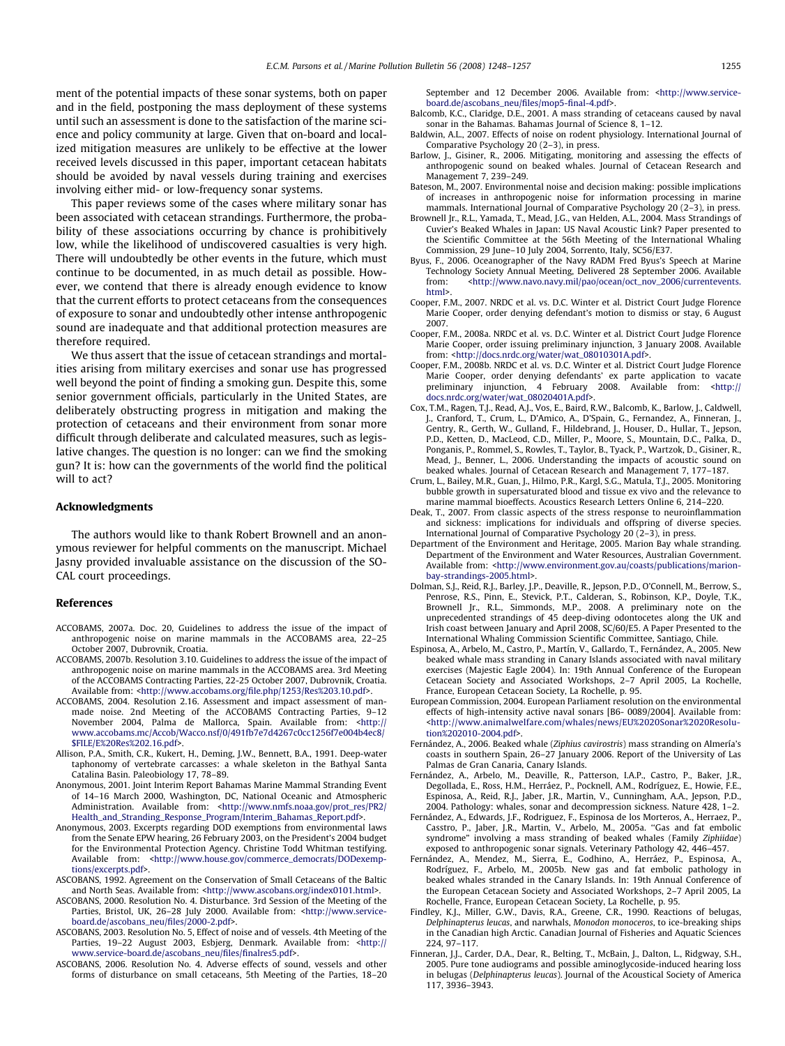ment of the potential impacts of these sonar systems, both on paper and in the field, postponing the mass deployment of these systems until such an assessment is done to the satisfaction of the marine science and policy community at large. Given that on-board and localized mitigation measures are unlikely to be effective at the lower received levels discussed in this paper, important cetacean habitats should be avoided by naval vessels during training and exercises involving either mid- or low-frequency sonar systems.

This paper reviews some of the cases where military sonar has been associated with cetacean strandings. Furthermore, the probability of these associations occurring by chance is prohibitively low, while the likelihood of undiscovered casualties is very high. There will undoubtedly be other events in the future, which must continue to be documented, in as much detail as possible. However, we contend that there is already enough evidence to know that the current efforts to protect cetaceans from the consequences of exposure to sonar and undoubtedly other intense anthropogenic sound are inadequate and that additional protection measures are therefore required.

We thus assert that the issue of cetacean strandings and mortalities arising from military exercises and sonar use has progressed well beyond the point of finding a smoking gun. Despite this, some senior government officials, particularly in the United States, are deliberately obstructing progress in mitigation and making the protection of cetaceans and their environment from sonar more difficult through deliberate and calculated measures, such as legislative changes. The question is no longer: can we find the smoking gun? It is: how can the governments of the world find the political will to act?

## Acknowledgments

The authors would like to thank Robert Brownell and an anonymous reviewer for helpful comments on the manuscript. Michael Jasny provided invaluable assistance on the discussion of the SOCAL court proceedings.

## References

ACCOBAMS, 2007a. Doc. 20, Guidelines to address the issue of the impact of anthropogenic noise on marine mammals in the ACCOBAMS area, 22–25 October 2007, Dubrovnik, Croatia.

ACCOBAMS, 2007b. Resolution 3.10. Guidelines to address the issue of the impact of anthropogenic noise on marine mammals in the ACCOBAMS area. 3rd Meeting of the ACCOBAMS Contracting Parties, 22-25 October 2007, Dubrovnik, Croatia. Available from: <http://www.accobams.org/file.php/1253/Res%203.10.pdf>.

ACCOBAMS, 2004. Resolution 2.16. Assessment and impact assessment of man-made noise. 2nd Meeting of the ACCOBAMS Contracting Parties, 9–12 November 2004, Palma de Mallorca, Spain. Available from: <http://www.accobams.mc/Accob/Wacco.nsf/0/491fb7e7d4267c0cc1256f7e004b4ec8/$FILE/E%20Res%202.16.pdf>.

Allison, P.A., Smith, C.R., Kukert, H., Deming, J.W., Bennett, B.A., 1991. Deep-water taphonomy of vertebrate carcasses: a whale skeleton in the Bathyal Santa Catalina Basin. Paleobiology 17, 78–89.

Anonymous, 2001. Joint Interim Report Bahamas Marine Mammal Stranding Event of 14–16 March 2000, Washington, DC, National Oceanic and Atmospheric Administration. Available from: <http://www.nmfs.noaa.gov/prot_res/PR2/Health_and_Stranding_Response_Program/Interim_Bahamas_Report.pdf>.

Anonymous, 2003. Excerpts regarding DOD exemptions from environmental laws from the Senate EPW hearing, 26 February 2003, on the President's 2004 budget for the Environmental Protection Agency. Christine Todd Whitman testifying. Available from: <http://www.house.gov/commerce_democrats/DODexemptions/excerpts.pdf>.

ASCOBANS, 1992. Agreement on the Conservation of Small Cetaceans of the Baltic and North Seas. Available from: <http://www.ascobans.org/index0101.html>.

ASCOBANS, 2000. Resolution No. 4. Disturbance. 3rd Session of the Meeting of the Parties, Bristol, UK, 26–28 July 2000. Available from: <http://www.service-board.de/ascobans_neu/files/2000-2.pdf>.

ASCOBANS, 2003. Resolution No. 5, Effect of noise and of vessels. 4th Meeting of the Parties, 19–22 August 2003, Esbjerg, Denmark. Available from: <http://www.service-board.de/ascobans_neu/files/finalres5.pdf>.

ASCOBANS, 2006. Resolution No. 4. Adverse effects of sound, vessels and other forms of disturbance on small cetaceans, 5th Meeting of the Parties, 18–20 September and 12 December 2006. Available from: <http://www.service-board.de/ascobans_neu/files/mop5-final-4.pdf>.

Balcomb, K.C., Claridge, D.E., 2001. A mass stranding of cetaceans caused by naval sonar in the Bahamas. Bahamas Journal of Science 8, 1–12.

Baldwin, A.L., 2007. Effects of noise on rodent physiology. International Journal of Comparative Psychology 20 (2–3), in press.

Barlow, J., Gisiner, R., 2006. Mitigating, monitoring and assessing the effects of anthropogenic sound on beaked whales. Journal of Cetacean Research and Management 7, 239–249.

Bateson, M., 2007. Environmental noise and decision making: possible implications of increases in anthropogenic noise for information processing in marine mammals. International Journal of Comparative Psychology 20 (2–3), in press.

Brownell Jr., R.L., Yamada, T., Mead, J.G., van Helden, A.L., 2004. Mass Strandings of Cuvier's Beaked Whales in Japan: US Naval Acoustic Link? Paper presented to the Scientific Committee at the 56th Meeting of the International Whaling Commission, 29 June–10 July 2004, Sorrento, Italy, SC56/E37.

Byus, F., 2006. Oceanographer of the Navy RADM Fred Byus's Speech at Marine Technology Society Annual Meeting, Delivered 28 September 2006. Available from: <http://www.navo.navy.mil/pao/ocean/oct_nov_2006/currentevents.html>.

Cooper, F.M., 2007. NRDC et al. vs. D.C. Winter et al. District Court Judge Florence Marie Cooper, order denying defendant's motion to dismiss or stay, 6 August 2007.

Cooper, F.M., 2008a. NRDC et al. vs. D.C. Winter et al. District Court Judge Florence Marie Cooper, order issuing preliminary injunction, 3 January 2008. Available from: <http://docs.nrdc.org/water/wat_08010301A.pdf>.

Cooper, F.M., 2008b. NRDC et al. vs. D.C. Winter et al. District Court Judge Florence Marie Cooper, order denying defendants' ex parte application to vacate preliminary injunction, 4 February 2008. Available from: <http://docs.nrdc.org/water/wat_08020401A.pdf>.

Cox, T.M., Ragen, T.J., Read, A.J., Vos, E., Baird, R.W., Balcomb, K., Barlow, J., Caldwell, J., Cranford, T., Crum, L., D'Amico, A., D'Spain, G., Fernandez, A., Finneran, J., Gentry, R., Gerth, W., Gulland, F., Hildebrand, J., Houser, D., Hullar, T., Jepson, P.D., Ketten, D., MacLeod, C.D., Miller, P., Moore, S., Mountain, D.C., Palka, D., Ponganis, P., Rommel, S., Rowles, T., Taylor, B., Tyack, P., Wartzok, D., Gisiner, R., Mead, J., Benner, L., 2006. Understanding the impacts of acoustic sound on beaked whales. Journal of Cetacean Research and Management 7, 177–187.

Crum, L., Bailey, M.R., Guan, J., Hilmo, P.R., Kargl, S.G., Matula, T.J., 2005. Monitoring bubble growth in supersaturated blood and tissue ex vivo and the relevance to marine mammal bioeffects. Acoustics Research Letters Online 6, 214–220.

Deak, T., 2007. From classic aspects of the stress response to neuroinflammation and sickness: implications for individuals and offspring of diverse species. International Journal of Comparative Psychology 20 (2–3), in press.

Department of the Environment and Heritage, 2005. Marion Bay whale stranding. Department of the Environment and Water Resources, Australian Government. Available from: <http://www.environment.gov.au/coasts/publications/marion-bay-strandings-2005.html>.

Dolman, S.J., Reid, R.J., Barley, J.P., Deaville, R., Jepson, P.D., O'Connell, M., Berrow, S., Penrose, R.S., Pinn, E., Stevick, P.T., Calderan, S., Robinson, K.P., Doyle, T.K., Brownell Jr., R.L., Simmonds, M.P., 2008. A preliminary note on the unprecedented strandings of 45 deep-diving odontocetes along the UK and Irish coast between January and April 2008, SC/60/E5. A Paper Presented to the International Whaling Commission Scientific Committee, Santiago, Chile.

Espinosa, A., Arbelo, M., Castro, P., Martín, V., Gallardo, T., Fernández, A., 2005. New beaked whale mass stranding in Canary Islands associated with naval military exercises (Majestic Eagle 2004). In: 19th Annual Conference of the European Cetacean Society and Associated Workshops, 2–7 April 2005, La Rochelle, France, European Cetacean Society, La Rochelle, p. 95.

European Commission, 2004. European Parliament resolution on the environmental effects of high-intensity active naval sonars [B6- 0089/2004]. Available from: <http://www.animalwelfare.com/whales/news/EU%20Sonar%20Resolution%2010-2004.pdf>.

Fernández, A., 2006. Beaked whale (*Ziphius cavirostris*) mass stranding on Almería's coasts in southern Spain, 26–27 January 2006. Report of the University of Las Palmas de Gran Canaria, Canary Islands.

Fernández, A., Arbelo, M., Deaville, R., Patterson, I.A.P., Castro, P., Baker, J.R., Degollada, E., Ross, H.M., Herráez, P., Pocknell, A.M., Rodríguez, E., Howie, F.E., Espinosa, A., Reid, R.J., Jaber, J.R., Martin, V., Cunningham, A.A., Jepson, P.D., 2004. Pathology: whales, sonar and decompression sickness. Nature 428, 1–2.

Fernández, A., Edwards, J.F., Rodriguez, F., Espinosa de los Morteros, A., Herraez, P., Casstro, P., Jaber, J.R., Martin, V., Arbelo, M., 2005a. "Gas and fat embolic syndrome" involving a mass stranding of beaked whales (Family *Ziphiidae*) exposed to anthropogenic sonar signals. Veterinary Pathology 42, 446–457.

Fernández, A., Mendez, M., Sierra, E., Godhino, A., Herráez, P., Espinosa, A., Rodríguez, F., Arbelo, M., 2005b. New gas and fat embolic pathology in beaked whales stranded in the Canary Islands. In: 19th Annual Conference of the European Cetacean Society and Associated Workshops, 2–7 April 2005, La Rochelle, France, European Cetacean Society, La Rochelle, p. 95.

Findley, K.J., Miller, G.W., Davis, R.A., Greene, C.R., 1990. Reactions of belugas, *Delphinapterus leucas*, and narwhals, *Monodon monoceros*, to ice-breaking ships in the Canadian high Arctic. Canadian Journal of Fisheries and Aquatic Sciences 224, 97–117.

Finneran, J.J., Carder, D.A., Dear, R., Belting, T., McBain, J., Dalton, L., Ridgway, S.H., 2005. Pure tone audiograms and possible aminoglycoside-induced hearing loss in belugas (*Delphinapterus leucas*). Journal of the Acoustical Society of America 117, 3936–3943.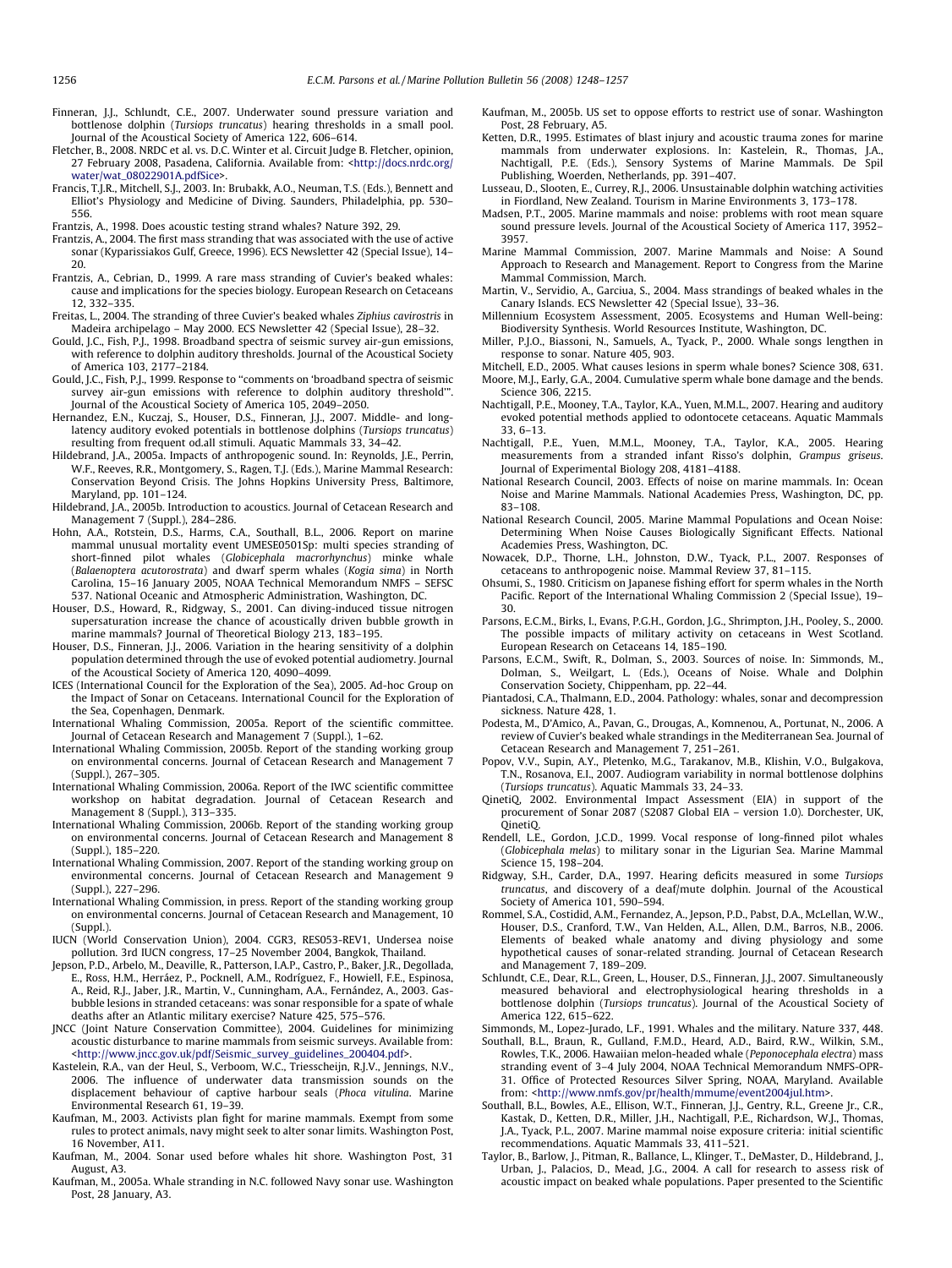Finneran, J.J., Schlundt, C.E., 2007. Underwater sound pressure variation and bottlenose dolphin (*Tursiops truncatus*) hearing thresholds in a small pool. Journal of the Acoustical Society of America 122, 606–614.

Fletcher, B., 2008. NRDC et al. vs. D.C. Winter et al. Circuit Judge B. Fletcher, opinion, 27 February 2008, Pasadena, California. Available from: <http://docs.nrdc.org/water/wat_08022901A.pdfSice>.

Francis, T.J.R., Mitchell, S.J., 2003. In: Brubakk, A.O., Neuman, T.S. (Eds.), Bennett and Elliot's Physiology and Medicine of Diving. Saunders, Philadelphia, pp. 530–556.

Frantzis, A., 1998. Does acoustic testing strand whales? Nature 392, 29.

Frantzis, A., 2004. The first mass stranding that was associated with the use of active sonar (Kyparissiakos Gulf, Greece, 1996). ECS Newsletter 42 (Special Issue), 14–20.

Frantzis, A., Cebrian, D., 1999. A rare mass stranding of Cuvier's beaked whales: cause and implications for the species biology. European Research on Cetaceans 12, 332–335.

Freitas, L., 2004. The stranding of three Cuvier's beaked whales *Ziphius cavirostris* in Madeira archipelago – May 2000. ECS Newsletter 42 (Special Issue), 28–32.

Gould, J.C., Fish, P.J., 1998. Broadband spectra of seismic survey air-gun emissions, with reference to dolphin auditory thresholds. Journal of the Acoustical Society of America 103, 2177–2184.

Gould, J.C., Fish, P.J., 1999. Response to "comments on 'broadband spectra of seismic survey air-gun emissions with reference to dolphin auditory threshold'". Journal of the Acoustical Society of America 105, 2049–2050.

Hernandez, E.N., Kuczaj, S., Houser, D.S., Finneran, J.J., 2007. Middle- and long-latency auditory evoked potentials in bottlenose dolphins (*Tursiops truncatus*) resulting from frequent od.all stimuli. Aquatic Mammals 33, 34–42.

Hildebrand, J.A., 2005a. Impacts of anthropogenic sound. In: Reynolds, J.E., Perrin, W.F., Reeves, R.R., Montgomery, S., Ragen, T.J. (Eds.), Marine Mammal Research: Conservation Beyond Crisis. The Johns Hopkins University Press, Baltimore, Maryland, pp. 101–124.

Hildebrand, J.A., 2005b. Introduction to acoustics. Journal of Cetacean Research and Management 7 (Suppl.), 284–286.

Hohn, A.A., Rotstein, D.S., Harms, C.A., Southall, B.L., 2006. Report on marine mammal unusual mortality event UMESE0501Sp: multi species stranding of short-finned pilot whales (*Globicephala macrorhynchus*) minke whale (*Balaenoptera acutorostrata*) and dwarf sperm whales (*Kogia sima*) in North Carolina, 15–16 January 2005, NOAA Technical Memorandum NMFS – SEFSC 537. National Oceanic and Atmospheric Administration, Washington, DC.

Houser, D.S., Howard, R., Ridgway, S., 2001. Can diving-induced tissue nitrogen supersaturation increase the chance of acoustically driven bubble growth in marine mammals? Journal of Theoretical Biology 213, 183–195.

Houser, D.S., Finneran, J.J., 2006. Variation in the hearing sensitivity of a dolphin population determined through the use of evoked potential audiometry. Journal of the Acoustical Society of America 120, 4090–4099.

ICES (International Council for the Exploration of the Sea), 2005. Ad-hoc Group on the Impact of Sonar on Cetaceans. International Council for the Exploration of the Sea, Copenhagen, Denmark.

International Whaling Commission, 2005a. Report of the scientific committee. Journal of Cetacean Research and Management 7 (Suppl.), 1–62.

International Whaling Commission, 2005b. Report of the standing working group on environmental concerns. Journal of Cetacean Research and Management 7 (Suppl.), 267–305.

International Whaling Commission, 2006a. Report of the IWC scientific committee workshop on habitat degradation. Journal of Cetacean Research and Management 8 (Suppl.), 313–335.

International Whaling Commission, 2006b. Report of the standing working group on environmental concerns. Journal of Cetacean Research and Management 8 (Suppl.), 185–220.

International Whaling Commission, 2007. Report of the standing working group on environmental concerns. Journal of Cetacean Research and Management 9 (Suppl.), 227–296.

International Whaling Commission, in press. Report of the standing working group on environmental concerns. Journal of Cetacean Research and Management, 10 (Suppl.).

IUCN (World Conservation Union), 2004. CGR3, RES053-REV1, Undersea noise pollution. 3rd IUCN congress, 17–25 November 2004, Bangkok, Thailand.

Jepson, P.D., Arbelo, M., Deaville, R., Patterson, I.A.P., Castro, P., Baker, J.R., Degollada, E., Ross, H.M., Herráez, P., Pocknell, A.M., Rodríguez, F., Howiell, F.E., Espinosa, A., Reid, R.J., Jaber, J.R., Martin, V., Cunningham, A.A., Fernández, A., 2003. Gas-bubble lesions in stranded cetaceans: was sonar responsible for a spate of whale deaths after an Atlantic military exercise? Nature 425, 575–576.

JNCC (Joint Nature Conservation Committee), 2004. Guidelines for minimizing acoustic disturbance to marine mammals from seismic surveys. Available from: <http://www.jncc.gov.uk/pdf/Seismic_survey_guidelines_200404.pdf>.

Kastelein, R.A., van der Heul, S., Verboom, W.C., Triesscheijn, R.J.V., Jennings, N.V., 2006. The influence of underwater data transmission sounds on the displacement behaviour of captive harbour seals (*Phoca vitulina*. Marine Environmental Research 61, 19–39.

Kaufman, M., 2003. Activists plan fight for marine mammals. Exempt from some rules to protect animals, navy might seek to alter sonar limits. Washington Post, 16 November, A11.

Kaufman, M., 2004. Sonar used before whales hit shore. Washington Post, 31 August, A3.

Kaufman, M., 2005a. Whale stranding in N.C. followed Navy sonar use. Washington Post, 28 January, A3.

Kaufman, M., 2005b. US set to oppose efforts to restrict use of sonar. Washington Post, 28 February, A5.

Ketten, D.R., 1995. Estimates of blast injury and acoustic trauma zones for marine mammals from underwater explosions. In: Kastelein, R., Thomas, J.A., Nachtigall, P.E. (Eds.), Sensory Systems of Marine Mammals. De Spil Publishing, Woerden, Netherlands, pp. 391–407.

Lusseau, D., Slooten, E., Currey, R.J., 2006. Unsustainable dolphin watching activities in Fiordland, New Zealand. Tourism in Marine Environments 3, 173–178.

Madsen, P.T., 2005. Marine mammals and noise: problems with root mean square sound pressure levels. Journal of the Acoustical Society of America 117, 3952–3957.

Marine Mammal Commission, 2007. Marine Mammals and Noise: A Sound Approach to Research and Management. Report to Congress from the Marine Mammal Commission, March.

Martin, V., Servidio, A., Garciua, S., 2004. Mass strandings of beaked whales in the Canary Islands. ECS Newsletter 42 (Special Issue), 33–36.

Millennium Ecosystem Assessment, 2005. Ecosystems and Human Well-being: Biodiversity Synthesis. World Resources Institute, Washington, DC.

Miller, P.J.O., Biassoni, N., Samuels, A., Tyack, P., 2000. Whale songs lengthen in response to sonar. Nature 405, 903.

Mitchell, E.D., 2005. What causes lesions in sperm whale bones? Science 308, 631.

Moore, M.J., Early, G.A., 2004. Cumulative sperm whale bone damage and the bends. Science 306, 2215.

Nachtigall, P.E., Mooney, T.A., Taylor, K.A., Yuen, M.M.L., 2007. Hearing and auditory evoked potential methods applied to odontocete cetaceans. Aquatic Mammals 33, 6–13.

Nachtigall, P.E., Yuen, M.M.L., Mooney, T.A., Taylor, K.A., 2005. Hearing measurements from a stranded infant Risso's dolphin, *Grampus griseus*. Journal of Experimental Biology 208, 4181–4188.

National Research Council, 2003. Effects of noise on marine mammals. In: Ocean Noise and Marine Mammals. National Academies Press, Washington, DC, pp. 83–108.

National Research Council, 2005. Marine Mammal Populations and Ocean Noise: Determining When Noise Causes Biologically Significant Effects. National Academies Press, Washington, DC.

Nowacek, D.P., Thorne, L.H., Johnston, D.W., Tyack, P.L., 2007. Responses of cetaceans to anthropogenic noise. Mammal Review 37, 81–115.

Ohsumi, S., 1980. Criticism on Japanese fishing effort for sperm whales in the North Pacific. Report of the International Whaling Commission 2 (Special Issue), 19–30.

Parsons, E.C.M., Birks, I., Evans, P.G.H., Gordon, J.G., Shrimpton, J.H., Pooley, S., 2000. The possible impacts of military activity on cetaceans in West Scotland. European Research on Cetaceans 14, 185–190.

Parsons, E.C.M., Swift, R., Dolman, S., 2003. Sources of noise. In: Simmonds, M., Dolman, S., Weilgart, L. (Eds.), Oceans of Noise. Whale and Dolphin Conservation Society, Chippenham, pp. 22–44.

Piantadosi, C.A., Thalmann, E.D., 2004. Pathology: whales, sonar and decompression sickness. Nature 428, 1.

Podesta, M., D'Amico, A., Pavan, G., Drougas, A., Komnenou, A., Portunat, N., 2006. A review of Cuvier's beaked whale strandings in the Mediterranean Sea. Journal of Cetacean Research and Management 7, 251–261.

Popov, V.V., Supin, A.Y., Pletenko, M.G., Tarakanov, M.B., Klishin, V.O., Bulgakova, T.N., Rosanova, E.I., 2007. Audiogram variability in normal bottlenose dolphins (*Tursiops truncatus*). Aquatic Mammals 33, 24–33.

QinetiQ, 2002. Environmental Impact Assessment (EIA) in support of the procurement of Sonar 2087 (S2087 Global EIA – version 1.0). Dorchester, UK, QinetiQ.

Rendell, L.E., Gordon, J.C.D., 1999. Vocal response of long-finned pilot whales (*Globicephala melas*) to military sonar in the Ligurian Sea. Marine Mammal Science 15, 198–204.

Ridgway, S.H., Carder, D.A., 1997. Hearing deficits measured in some *Tursiops truncatus*, and discovery of a deaf/mute dolphin. Journal of the Acoustical Society of America 101, 590–594.

Rommel, S.A., Costidid, A.M., Fernandez, A., Jepson, P.D., Pabst, D.A., McLellan, W.W., Houser, D.S., Cranford, T.W., Van Helden, A.L., Allen, D.M., Barros, N.B., 2006. Elements of beaked whale anatomy and diving physiology and some hypothetical causes of sonar-related stranding. Journal of Cetacean Research and Management 7, 189–209.

Schlundt, C.E., Dear, R.L., Green, L., Houser, D.S., Finneran, J.J., 2007. Simultaneously measured behavioral and electrophysiological hearing thresholds in a bottlenose dolphin (*Tursiops truncatus*). Journal of the Acoustical Society of America 122, 615–622.

Simmonds, M., Lopez-Jurado, L.F., 1991. Whales and the military. Nature 337, 448.

Southall, B.L., Braun, R., Gulland, F.M.D., Heard, A.D., Baird, R.W., Wilkin, S.M., Rowles, T.K., 2006. Hawaiian melon-headed whale (*Peponocephala electra*) mass stranding event of 3–4 July 2004, NOAA Technical Memorandum NMFS-OPR-31. Office of Protected Resources Silver Spring, NOAA, Maryland. Available from: <http://www.nmfs.gov/pr/health/mmume/event2004jul.htm>.

Southall, B.L., Bowles, A.E., Ellison, W.T., Finneran, J.J., Gentry, R.L., Greene Jr., C.R., Kastak, D., Ketten, D.R., Miller, J.H., Nachtigall, P.E., Richardson, W.J., Thomas, J.A., Tyack, P.L., 2007. Marine mammal noise exposure criteria: initial scientific recommendations. Aquatic Mammals 33, 411–521.

Taylor, B., Barlow, J., Pitman, R., Ballance, L., Klinger, T., DeMaster, D., Hildebrand, J., Urban, J., Palacios, D., Mead, J.G., 2004. A call for research to assess risk of acoustic impact on beaked whale populations. Paper presented to the Scientific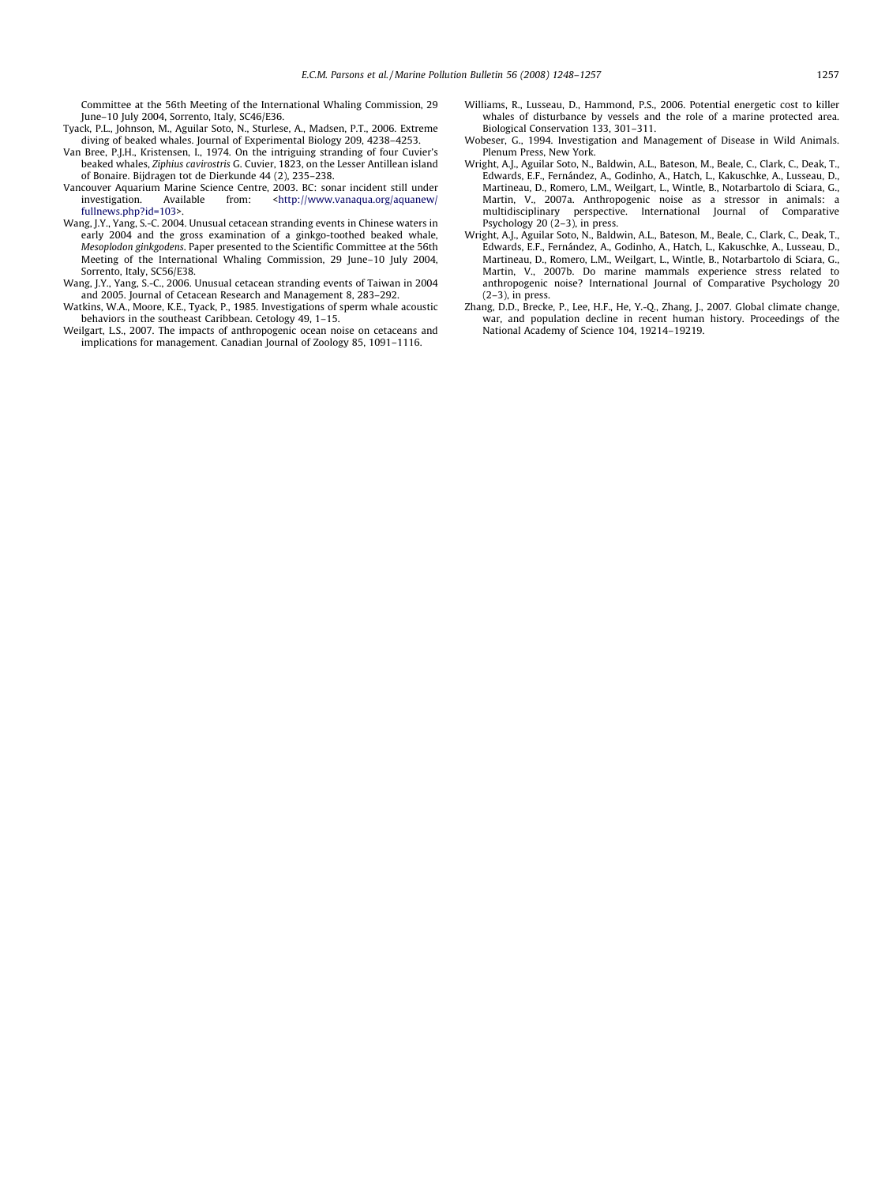Committee at the 56th Meeting of the International Whaling Commission, 29 June–10 July 2004, Sorrento, Italy, SC46/E36.

Tyack, P.L., Johnson, M., Aguilar Soto, N., Sturlese, A., Madsen, P.T., 2006. Extreme diving of beaked whales. Journal of Experimental Biology 209, 4238–4253.

Van Bree, P.J.H., Kristensen, I., 1974. On the intriguing stranding of four Cuvier's beaked whales, *Ziphius cavirostris* G. Cuvier, 1823, on the Lesser Antillean island of Bonaire. Bijdragen tot de Dierkunde 44 (2), 235–238.

Vancouver Aquarium Marine Science Centre, 2003. BC: sonar incident still under investigation. Available from: <http://www.vanaqua.org/aquanew/fullnews.php?id=103>.

Wang, J.Y., Yang, S.-C. 2004. Unusual cetacean stranding events in Chinese waters in early 2004 and the gross examination of a ginkgo-toothed beaked whale, *Mesoplodon ginkgodens*. Paper presented to the Scientific Committee at the 56th Meeting of the International Whaling Commission, 29 June–10 July 2004, Sorrento, Italy, SC56/E38.

Wang, J.Y., Yang, S.-C., 2006. Unusual cetacean stranding events of Taiwan in 2004 and 2005. Journal of Cetacean Research and Management 8, 283–292.

Watkins, W.A., Moore, K.E., Tyack, P., 1985. Investigations of sperm whale acoustic behaviors in the southeast Caribbean. Cetology 49, 1–15.

Weilgart, L.S., 2007. The impacts of anthropogenic ocean noise on cetaceans and implications for management. Canadian Journal of Zoology 85, 1091–1116.

Williams, R., Lusseau, D., Hammond, P.S., 2006. Potential energetic cost to killer whales of disturbance by vessels and the role of a marine protected area. Biological Conservation 133, 301–311.

Wobeser, G., 1994. Investigation and Management of Disease in Wild Animals. Plenum Press, New York.

Wright, A.J., Aguilar Soto, N., Baldwin, A.L., Bateson, M., Beale, C., Clark, C., Deak, T., Edwards, E.F., Fernández, A., Godinho, A., Hatch, L., Kakuschke, A., Lusseau, D., Martineau, D., Romero, L.M., Weilgart, L., Wintle, B., Notarbartolo di Sciara, G., Martin, V., 2007a. Anthropogenic noise as a stressor in animals: a multidisciplinary perspective. International Journal of Comparative Psychology 20 (2–3), in press.

Wright, A.J., Aguilar Soto, N., Baldwin, A.L., Bateson, M., Beale, C., Clark, C., Deak, T., Edwards, E.F., Fernández, A., Godinho, A., Hatch, L., Kakuschke, A., Lusseau, D., Martineau, D., Romero, L.M., Weilgart, L., Wintle, B., Notarbartolo di Sciara, G., Martin, V., 2007b. Do marine mammals experience stress related to anthropogenic noise? International Journal of Comparative Psychology 20 (2–3), in press.

Zhang, D.D., Brecke, P., Lee, H.F., He, Y.-Q., Zhang, J., 2007. Global climate change, war, and population decline in recent human history. Proceedings of the National Academy of Science 104, 19214–19219.